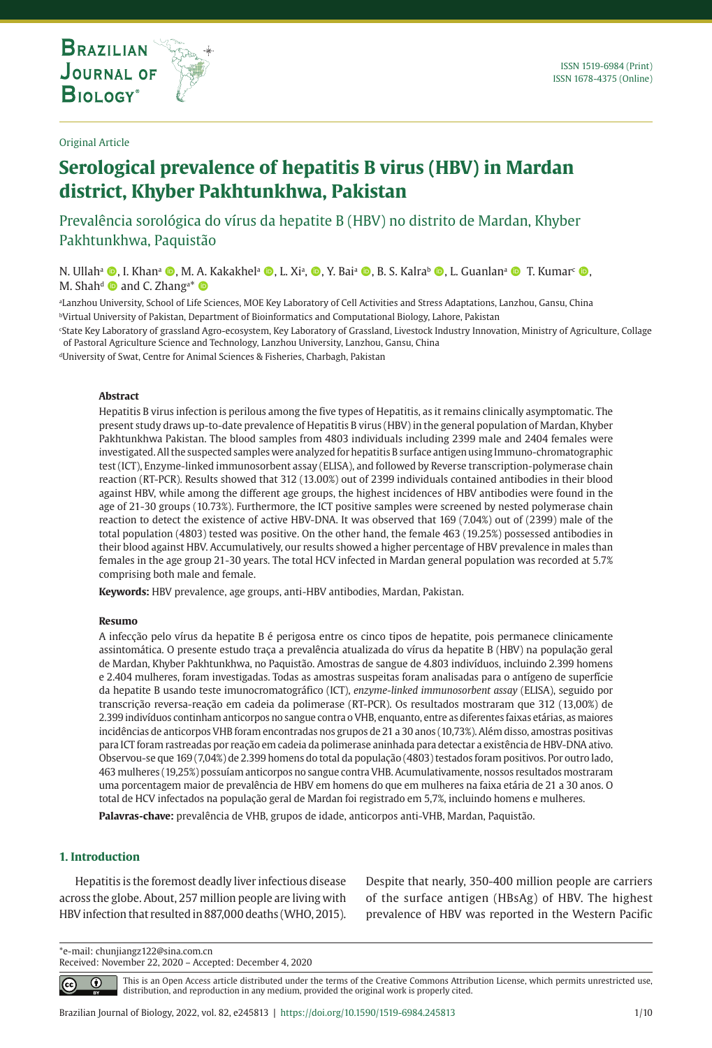Original Article

# Serological prevalence of hepatitis B virus (HBV) in Mardan district, Khyber Pakhtunkhwa, Pakistan

Prevalência sorológica do vírus da hepatite B (HBV) no distrito de Mardan, Khyber Pakhtunkhwa, Paquistão

N. Ullah[a], I. Khan[a], M. A. Kakakhel[a], L. Xi[a], Y. Bai[a], B. S. Kalra[b], L. Guanlan[a] T. Kumar[c], M. Shah[d] and C. Zhang[a]*

[a]Lanzhou University, School of Life Sciences, MOE Key Laboratory of Cell Activities and Stress Adaptations, Lanzhou, Gansu, China

[b]Virtual University of Pakistan, Department of Bioinformatics and Computational Biology, Lahore, Pakistan

[c]State Key Laboratory of grassland Agro-ecosystem, Key Laboratory of Grassland, Livestock Industry Innovation, Ministry of Agriculture, Collage of Pastoral Agriculture Science and Technology, Lanzhou University, Lanzhou, Gansu, China

[d]University of Swat, Centre for Animal Sciences & Fisheries, Charbagh, Pakistan

### Abstract

Hepatitis B virus infection is perilous among the five types of Hepatitis, as it remains clinically asymptomatic. The present study draws up-to-date prevalence of Hepatitis B virus (HBV) in the general population of Mardan, Khyber Pakhtunkhwa Pakistan. The blood samples from 4803 individuals including 2399 male and 2404 females were investigated. All the suspected samples were analyzed for hepatitis B surface antigen using Immuno-chromatographic test (ICT), Enzyme-linked immunosorbent assay (ELISA), and followed by Reverse transcription-polymerase chain reaction (RT-PCR). Results showed that 312 (13.00%) out of 2399 individuals contained antibodies in their blood against HBV, while among the different age groups, the highest incidences of HBV antibodies were found in the age of 21-30 groups (10.73%). Furthermore, the ICT positive samples were screened by nested polymerase chain reaction to detect the existence of active HBV-DNA. It was observed that 169 (7.04%) out of (2399) male of the total population (4803) tested was positive. On the other hand, the female 463 (19.25%) possessed antibodies in their blood against HBV. Accumulatively, our results showed a higher percentage of HBV prevalence in males than females in the age group 21-30 years. The total HCV infected in Mardan general population was recorded at 5.7% comprising both male and female.

**Keywords:** HBV prevalence, age groups, anti-HBV antibodies, Mardan, Pakistan.

### Resumo

A infecção pelo vírus da hepatite B é perigosa entre os cinco tipos de hepatite, pois permanece clinicamente assintomática. O presente estudo traça a prevalência atualizada do vírus da hepatite B (HBV) na população geral de Mardan, Khyber Pakhtunkhwa, no Paquistão. Amostras de sangue de 4.803 indivíduos, incluindo 2.399 homens e 2.404 mulheres, foram investigadas. Todas as amostras suspeitas foram analisadas para o antígeno de superfície da hepatite B usando teste imunocromatográfico (ICT), *enzyme-linked immunosorbent assay* (ELISA), seguido por transcrição reversa-reação em cadeia da polimerase (RT-PCR). Os resultados mostraram que 312 (13,00%) de 2.399 indivíduos continham anticorpos no sangue contra o VHB, enquanto, entre as diferentes faixas etárias, as maiores incidências de anticorpos VHB foram encontradas nos grupos de 21 a 30 anos (10,73%). Além disso, amostras positivas para ICT foram rastreadas por reação em cadeia da polimerase aninhada para detectar a existência de HBV-DNA ativo. Observou-se que 169 (7,04%) de 2.399 homens do total da população (4803) testados foram positivos. Por outro lado, 463 mulheres (19,25%) possuíam anticorpos no sangue contra VHB. Acumulativamente, nossos resultados mostraram uma porcentagem maior de prevalência de HBV em homens do que em mulheres na faixa etária de 21 a 30 anos. O total de HCV infectados na população geral de Mardan foi registrado em 5,7%, incluindo homens e mulheres.

**Palavras-chave:** prevalência de VHB, grupos de idade, anticorpos anti-VHB, Mardan, Paquistão.

## 1. Introduction

Hepatitis is the foremost deadly liver infectious disease across the globe. About, 257 million people are living with HBV infection that resulted in 887,000 deaths (WHO, 2015). Despite that nearly, 350-400 million people are carriers of the surface antigen (HBsAg) of HBV. The highest prevalence of HBV was reported in the Western Pacific

*e-mail: chunjiangz122@sina.com.cn
Received: November 22, 2020 – Accepted: December 4, 2020

This is an Open Access article distributed under the terms of the Creative Commons Attribution License, which permits unrestricted use, distribution, and reproduction in any medium, provided the original work is properly cited.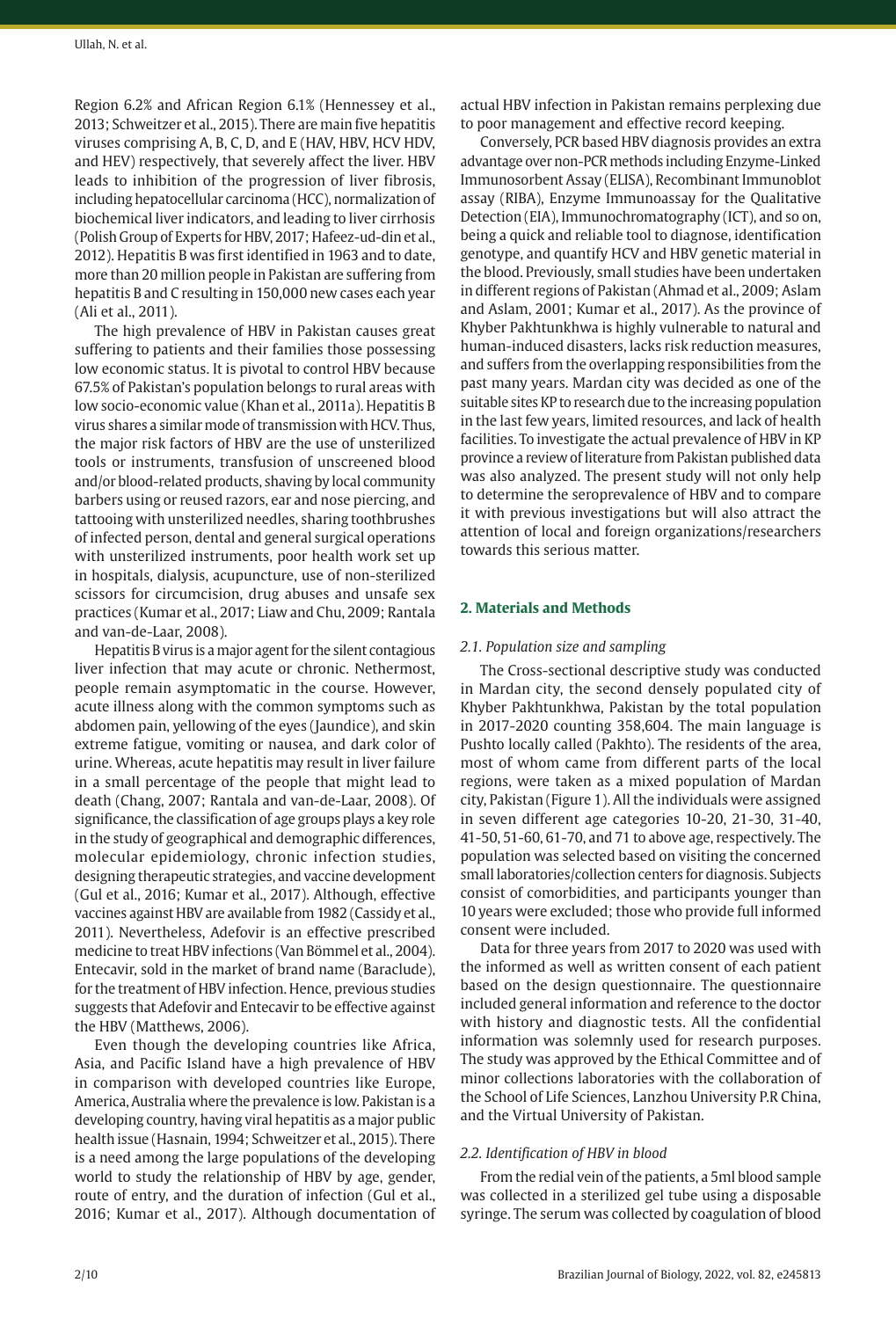Region 6.2% and African Region 6.1% (Hennessey et al., 2013; Schweitzer et al., 2015). There are main five hepatitis viruses comprising A, B, C, D, and E (HAV, HBV, HCV HDV, and HEV) respectively, that severely affect the liver. HBV leads to inhibition of the progression of liver fibrosis, including hepatocellular carcinoma (HCC), normalization of biochemical liver indicators, and leading to liver cirrhosis (Polish Group of Experts for HBV, 2017; Hafeez-ud-din et al., 2012). Hepatitis B was first identified in 1963 and to date, more than 20 million people in Pakistan are suffering from hepatitis B and C resulting in 150,000 new cases each year (Ali et al., 2011).

The high prevalence of HBV in Pakistan causes great suffering to patients and their families those possessing low economic status. It is pivotal to control HBV because 67.5% of Pakistan's population belongs to rural areas with low socio-economic value (Khan et al., 2011a). Hepatitis B virus shares a similar mode of transmission with HCV. Thus, the major risk factors of HBV are the use of unsterilized tools or instruments, transfusion of unscreened blood and/or blood-related products, shaving by local community barbers using or reused razors, ear and nose piercing, and tattooing with unsterilized needles, sharing toothbrushes of infected person, dental and general surgical operations with unsterilized instruments, poor health work set up in hospitals, dialysis, acupuncture, use of non-sterilized scissors for circumcision, drug abuses and unsafe sex practices (Kumar et al., 2017; Liaw and Chu, 2009; Rantala and van-de-Laar, 2008).

Hepatitis B virus is a major agent for the silent contagious liver infection that may acute or chronic. Nethermost, people remain asymptomatic in the course. However, acute illness along with the common symptoms such as abdomen pain, yellowing of the eyes (Jaundice), and skin extreme fatigue, vomiting or nausea, and dark color of urine. Whereas, acute hepatitis may result in liver failure in a small percentage of the people that might lead to death (Chang, 2007; Rantala and van-de-Laar, 2008). Of significance, the classification of age groups plays a key role in the study of geographical and demographic differences, molecular epidemiology, chronic infection studies, designing therapeutic strategies, and vaccine development (Gul et al., 2016; Kumar et al., 2017). Although, effective vaccines against HBV are available from 1982 (Cassidy et al., 2011). Nevertheless, Adefovir is an effective prescribed medicine to treat HBV infections (Van Bömmel et al., 2004). Entecavir, sold in the market of brand name (Baraclude), for the treatment of HBV infection. Hence, previous studies suggests that Adefovir and Entecavir to be effective against the HBV (Matthews, 2006).

Even though the developing countries like Africa, Asia, and Pacific Island have a high prevalence of HBV in comparison with developed countries like Europe, America, Australia where the prevalence is low. Pakistan is a developing country, having viral hepatitis as a major public health issue (Hasnain, 1994; Schweitzer et al., 2015). There is a need among the large populations of the developing world to study the relationship of HBV by age, gender, route of entry, and the duration of infection (Gul et al., 2016; Kumar et al., 2017). Although documentation of actual HBV infection in Pakistan remains perplexing due to poor management and effective record keeping.

Conversely, PCR based HBV diagnosis provides an extra advantage over non-PCR methods including Enzyme-Linked Immunosorbent Assay (ELISA), Recombinant Immunoblot assay (RIBA), Enzyme Immunoassay for the Qualitative Detection (EIA), Immunochromatography (ICT), and so on, being a quick and reliable tool to diagnose, identification genotype, and quantify HCV and HBV genetic material in the blood. Previously, small studies have been undertaken in different regions of Pakistan (Ahmad et al., 2009; Aslam and Aslam, 2001; Kumar et al., 2017). As the province of Khyber Pakhtunkhwa is highly vulnerable to natural and human-induced disasters, lacks risk reduction measures, and suffers from the overlapping responsibilities from the past many years. Mardan city was decided as one of the suitable sites KP to research due to the increasing population in the last few years, limited resources, and lack of health facilities. To investigate the actual prevalence of HBV in KP province a review of literature from Pakistan published data was also analyzed. The present study will not only help to determine the seroprevalence of HBV and to compare it with previous investigations but will also attract the attention of local and foreign organizations/researchers towards this serious matter.

## 2. Materials and Methods

### 2.1. Population size and sampling

The Cross-sectional descriptive study was conducted in Mardan city, the second densely populated city of Khyber Pakhtunkhwa, Pakistan by the total population in 2017-2020 counting 358,604. The main language is Pushto locally called (Pakhto). The residents of the area, most of whom came from different parts of the local regions, were taken as a mixed population of Mardan city, Pakistan (Figure 1). All the individuals were assigned in seven different age categories 10-20, 21-30, 31-40, 41-50, 51-60, 61-70, and 71 to above age, respectively. The population was selected based on visiting the concerned small laboratories/collection centers for diagnosis. Subjects consist of comorbidities, and participants younger than 10 years were excluded; those who provide full informed consent were included.

Data for three years from 2017 to 2020 was used with the informed as well as written consent of each patient based on the design questionnaire. The questionnaire included general information and reference to the doctor with history and diagnostic tests. All the confidential information was solemnly used for research purposes. The study was approved by the Ethical Committee and of minor collections laboratories with the collaboration of the School of Life Sciences, Lanzhou University P.R China, and the Virtual University of Pakistan.

### 2.2. Identification of HBV in blood

From the redial vein of the patients, a 5ml blood sample was collected in a sterilized gel tube using a disposable syringe. The serum was collected by coagulation of blood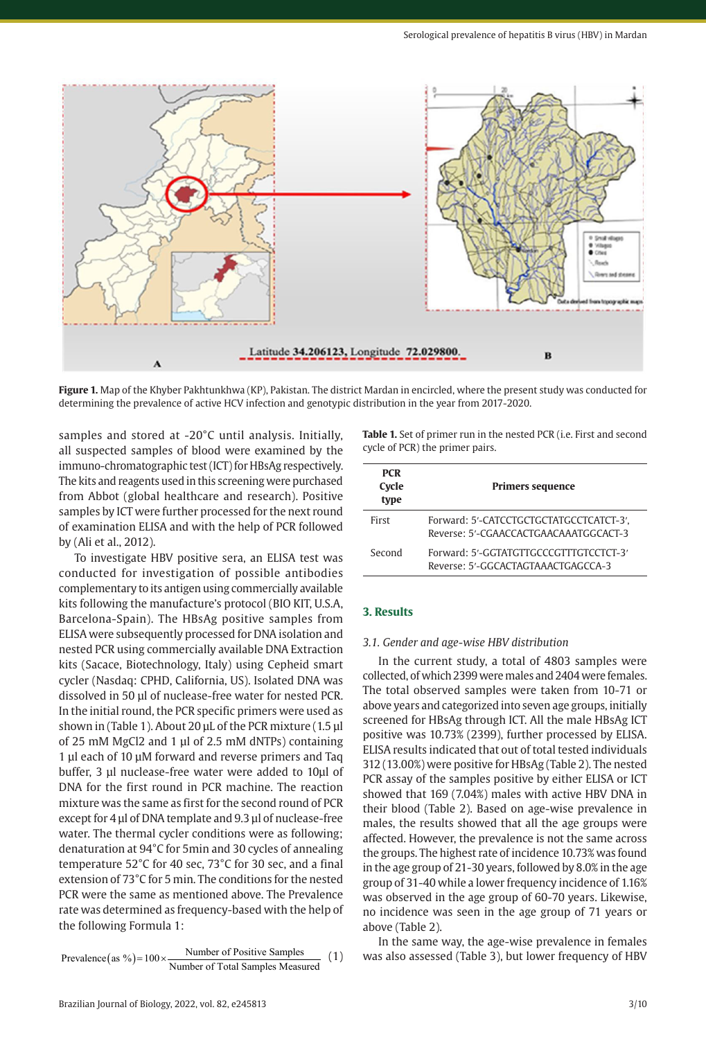Figure 1. Map of the Khyber Pakhtunkhwa (KP), Pakistan. The district Mardan in encircled, where the present study was conducted for determining the prevalence of active HCV infection and genotypic distribution in the year from 2017-2020.

samples and stored at -20°C until analysis. Initially, all suspected samples of blood were examined by the immuno-chromatographic test (ICT) for HBsAg respectively. The kits and reagents used in this screening were purchased from Abbot (global healthcare and research). Positive samples by ICT were further processed for the next round of examination ELISA and with the help of PCR followed by (Ali et al., 2012).

To investigate HBV positive sera, an ELISA test was conducted for investigation of possible antibodies complementary to its antigen using commercially available kits following the manufacture's protocol (BIO KIT, U.S.A, Barcelona-Spain). The HBsAg positive samples from ELISA were subsequently processed for DNA isolation and nested PCR using commercially available DNA Extraction kits (Sacace, Biotechnology, Italy) using Cepheid smart cycler (Nasdaq: CPHD, California, US). Isolated DNA was dissolved in 50 µl of nuclease-free water for nested PCR. In the initial round, the PCR specific primers were used as shown in (Table 1). About 20 µL of the PCR mixture (1.5 µl of 25 mM $MgCl_2$ and 1 µl of 2.5 mM dNTPs) containing 1 µl each of 10 µM forward and reverse primers and Taq buffer, 3 µl nuclease-free water were added to 10µl of DNA for the first round in PCR machine. The reaction mixture was the same as first for the second round of PCR except for 4 µl of DNA template and 9.3 µl of nuclease-free water. The thermal cycler conditions were as following; denaturation at 94°C for 5min and 30 cycles of annealing temperature 52°C for 40 sec, 73°C for 30 sec, and a final extension of 73°C for 5 min. The conditions for the nested PCR were the same as mentioned above. The Prevalence rate was determined as frequency-based with the help of the following Formula 1:

$$\text{Prevalence}(\text{as }\%) = 100 \times \frac{\text{Number of Positive Samples}}{\text{Number of Total Samples Measured}} \quad (1)$$

**Table 1.** Set of primer run in the nested PCR (i.e. First and second cycle of PCR) the primer pairs.

| PCR Cycle type | Primers sequence |
|---|---|
| First | Forward: 5′-CATCCTGCTGCTATGCCTCATCT-3′, Reverse: 5′-CGAACCACTGAACAAATGGCACT-3 |
| Second | Forward: 5′-GGTATGTTGCCCGTTTGTCCTCT-3′ Reverse: 5′-GGCACTAGTAAACTGAGCCA-3 |

## 3. Results

### 3.1. Gender and age-wise HBV distribution

In the current study, a total of 4803 samples were collected, of which 2399 were males and 2404 were females. The total observed samples were taken from 10-71 or above years and categorized into seven age groups, initially screened for HBsAg through ICT. All the male HBsAg ICT positive was 10.73% (2399), further processed by ELISA. ELISA results indicated that out of total tested individuals 312 (13.00%) were positive for HBsAg (Table 2). The nested PCR assay of the samples positive by either ELISA or ICT showed that 169 (7.04%) males with active HBV DNA in their blood (Table 2). Based on age-wise prevalence in males, the results showed that all the age groups were affected. However, the prevalence is not the same across the groups. The highest rate of incidence 10.73% was found in the age group of 21-30 years, followed by 8.0% in the age group of 31-40 while a lower frequency incidence of 1.16% was observed in the age group of 60-70 years. Likewise, no incidence was seen in the age group of 71 years or above (Table 2).

In the same way, the age-wise prevalence in females was also assessed (Table 3), but lower frequency of HBV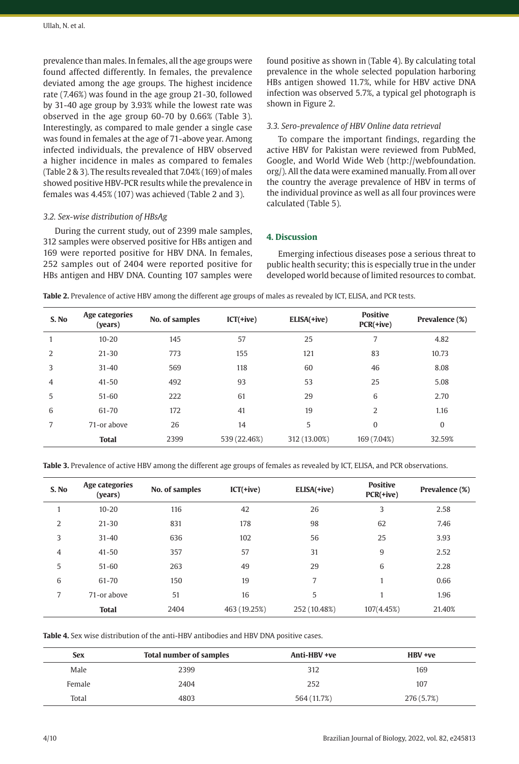prevalence than males. In females, all the age groups were found affected differently. In females, the prevalence deviated among the age groups. The highest incidence rate (7.46%) was found in the age group 21-30, followed by 31-40 age group by 3.93% while the lowest rate was observed in the age group 60-70 by 0.66% (Table 3). Interestingly, as compared to male gender a single case was found in females at the age of 71-above year. Among infected individuals, the prevalence of HBV observed a higher incidence in males as compared to females (Table 2 & 3). The results revealed that 7.04% (169) of males showed positive HBV-PCR results while the prevalence in females was 4.45% (107) was achieved (Table 2 and 3).

### 3.2. Sex-wise distribution of HBsAg

During the current study, out of 2399 male samples, 312 samples were observed positive for HBs antigen and 169 were reported positive for HBV DNA. In females, 252 samples out of 2404 were reported positive for HBs antigen and HBV DNA. Counting 107 samples were found positive as shown in (Table 4). By calculating total prevalence in the whole selected population harboring HBs antigen showed 11.7%, while for HBV active DNA infection was observed 5.7%, a typical gel photograph is shown in Figure 2.

### 3.3. Sero-prevalence of HBV Online data retrieval

To compare the important findings, regarding the active HBV for Pakistan were reviewed from PubMed, Google, and World Wide Web (http://webfoundation.org/). All the data were examined manually. From all over the country the average prevalence of HBV in terms of the individual province as well as all four provinces were calculated (Table 5).

## 4. Discussion

Emerging infectious diseases pose a serious threat to public health security; this is especially true in the under developed world because of limited resources to combat.

**Table 2.** Prevalence of active HBV among the different age groups of males as revealed by ICT, ELISA, and PCR tests.

| S. No | Age categories (years) | No. of samples | ICT(+ive) | ELISA(+ive) | Positive PCR(+ive) | Prevalence (%) |
|---|---|---|---|---|---|---|
| 1 | 10-20 | 145 | 57 | 25 | 7 | 4.82 |
| 2 | 21-30 | 773 | 155 | 121 | 83 | 10.73 |
| 3 | 31-40 | 569 | 118 | 60 | 46 | 8.08 |
| 4 | 41-50 | 492 | 93 | 53 | 25 | 5.08 |
| 5 | 51-60 | 222 | 61 | 29 | 6 | 2.70 |
| 6 | 61-70 | 172 | 41 | 19 | 2 | 1.16 |
| 7 | 71-or above | 26 | 14 | 5 | 0 | 0 |
| | **Total** | 2399 | 539 (22.46%) | 312 (13.00%) | 169 (7.04%) | 32.59% |

**Table 3.** Prevalence of active HBV among the different age groups of females as revealed by ICT, ELISA, and PCR observations.

| S. No | Age categories (years) | No. of samples | ICT(+ive) | ELISA(+ive) | Positive PCR(+ive) | Prevalence (%) |
|---|---|---|---|---|---|---|
| 1 | 10-20 | 116 | 42 | 26 | 3 | 2.58 |
| 2 | 21-30 | 831 | 178 | 98 | 62 | 7.46 |
| 3 | 31-40 | 636 | 102 | 56 | 25 | 3.93 |
| 4 | 41-50 | 357 | 57 | 31 | 9 | 2.52 |
| 5 | 51-60 | 263 | 49 | 29 | 6 | 2.28 |
| 6 | 61-70 | 150 | 19 | 7 | 1 | 0.66 |
| 7 | 71-or above | 51 | 16 | 5 | 1 | 1.96 |
| | **Total** | 2404 | 463 (19.25%) | 252 (10.48%) | 107(4.45%) | 21.40% |

**Table 4.** Sex wise distribution of the anti-HBV antibodies and HBV DNA positive cases.

| Sex | Total number of samples | Anti-HBV +ve | HBV +ve |
|---|---|---|---|
| Male | 2399 | 312 | 169 |
| Female | 2404 | 252 | 107 |
| Total | 4803 | 564 (11.7%) | 276 (5.7%) |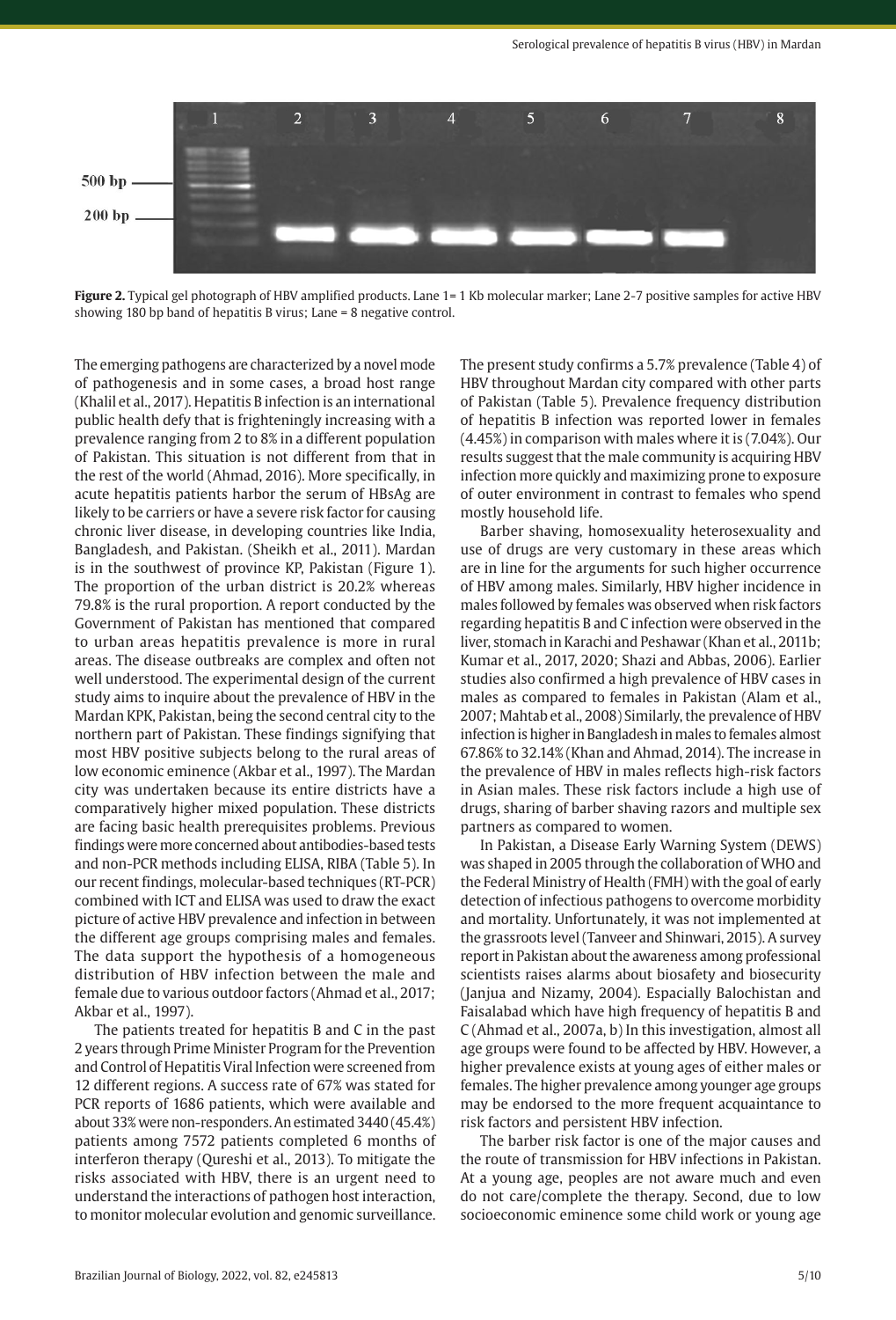**Figure 2.** Typical gel photograph of HBV amplified products. Lane 1= 1 Kb molecular marker; Lane 2-7 positive samples for active HBV showing 180 bp band of hepatitis B virus; Lane = 8 negative control.

The emerging pathogens are characterized by a novel mode of pathogenesis and in some cases, a broad host range (Khalil et al., 2017). Hepatitis B infection is an international public health defy that is frighteningly increasing with a prevalence ranging from 2 to 8% in a different population of Pakistan. This situation is not different from that in the rest of the world (Ahmad, 2016). More specifically, in acute hepatitis patients harbor the serum of HBsAg are likely to be carriers or have a severe risk factor for causing chronic liver disease, in developing countries like India, Bangladesh, and Pakistan. (Sheikh et al., 2011). Mardan is in the southwest of province KP, Pakistan (Figure 1). The proportion of the urban district is 20.2% whereas 79.8% is the rural proportion. A report conducted by the Government of Pakistan has mentioned that compared to urban areas hepatitis prevalence is more in rural areas. The disease outbreaks are complex and often not well understood. The experimental design of the current study aims to inquire about the prevalence of HBV in the Mardan KPK, Pakistan, being the second central city to the northern part of Pakistan. These findings signifying that most HBV positive subjects belong to the rural areas of low economic eminence (Akbar et al., 1997). The Mardan city was undertaken because its entire districts have a comparatively higher mixed population. These districts are facing basic health prerequisites problems. Previous findings were more concerned about antibodies-based tests and non-PCR methods including ELISA, RIBA (Table 5). In our recent findings, molecular-based techniques (RT-PCR) combined with ICT and ELISA was used to draw the exact picture of active HBV prevalence and infection in between the different age groups comprising males and females. The data support the hypothesis of a homogeneous distribution of HBV infection between the male and female due to various outdoor factors (Ahmad et al., 2017; Akbar et al., 1997).

The patients treated for hepatitis B and C in the past 2 years through Prime Minister Program for the Prevention and Control of Hepatitis Viral Infection were screened from 12 different regions. A success rate of 67% was stated for PCR reports of 1686 patients, which were available and about 33% were non-responders. An estimated 3440 (45.4%) patients among 7572 patients completed 6 months of interferon therapy (Qureshi et al., 2013). To mitigate the risks associated with HBV, there is an urgent need to understand the interactions of pathogen host interaction, to monitor molecular evolution and genomic surveillance. The present study confirms a 5.7% prevalence (Table 4) of HBV throughout Mardan city compared with other parts of Pakistan (Table 5). Prevalence frequency distribution of hepatitis B infection was reported lower in females (4.45%) in comparison with males where it is (7.04%). Our results suggest that the male community is acquiring HBV infection more quickly and maximizing prone to exposure of outer environment in contrast to females who spend mostly household life.

Barber shaving, homosexuality heterosexuality and use of drugs are very customary in these areas which are in line for the arguments for such higher occurrence of HBV among males. Similarly, HBV higher incidence in males followed by females was observed when risk factors regarding hepatitis B and C infection were observed in the liver, stomach in Karachi and Peshawar (Khan et al., 2011b; Kumar et al., 2017, 2020; Shazi and Abbas, 2006). Earlier studies also confirmed a high prevalence of HBV cases in males as compared to females in Pakistan (Alam et al., 2007; Mahtab et al., 2008) Similarly, the prevalence of HBV infection is higher in Bangladesh in males to females almost 67.86% to 32.14% (Khan and Ahmad, 2014). The increase in the prevalence of HBV in males reflects high-risk factors in Asian males. These risk factors include a high use of drugs, sharing of barber shaving razors and multiple sex partners as compared to women.

In Pakistan, a Disease Early Warning System (DEWS) was shaped in 2005 through the collaboration of WHO and the Federal Ministry of Health (FMH) with the goal of early detection of infectious pathogens to overcome morbidity and mortality. Unfortunately, it was not implemented at the grassroots level (Tanveer and Shinwari, 2015). A survey report in Pakistan about the awareness among professional scientists raises alarms about biosafety and biosecurity (Janjua and Nizamy, 2004). Espacially Balochistan and Faisalabad which have high frequency of hepatitis B and C (Ahmad et al., 2007a, b) In this investigation, almost all age groups were found to be affected by HBV. However, a higher prevalence exists at young ages of either males or females. The higher prevalence among younger age groups may be endorsed to the more frequent acquaintance to risk factors and persistent HBV infection.

The barber risk factor is one of the major causes and the route of transmission for HBV infections in Pakistan. At a young age, peoples are not aware much and even do not care/complete the therapy. Second, due to low socioeconomic eminence some child work or young age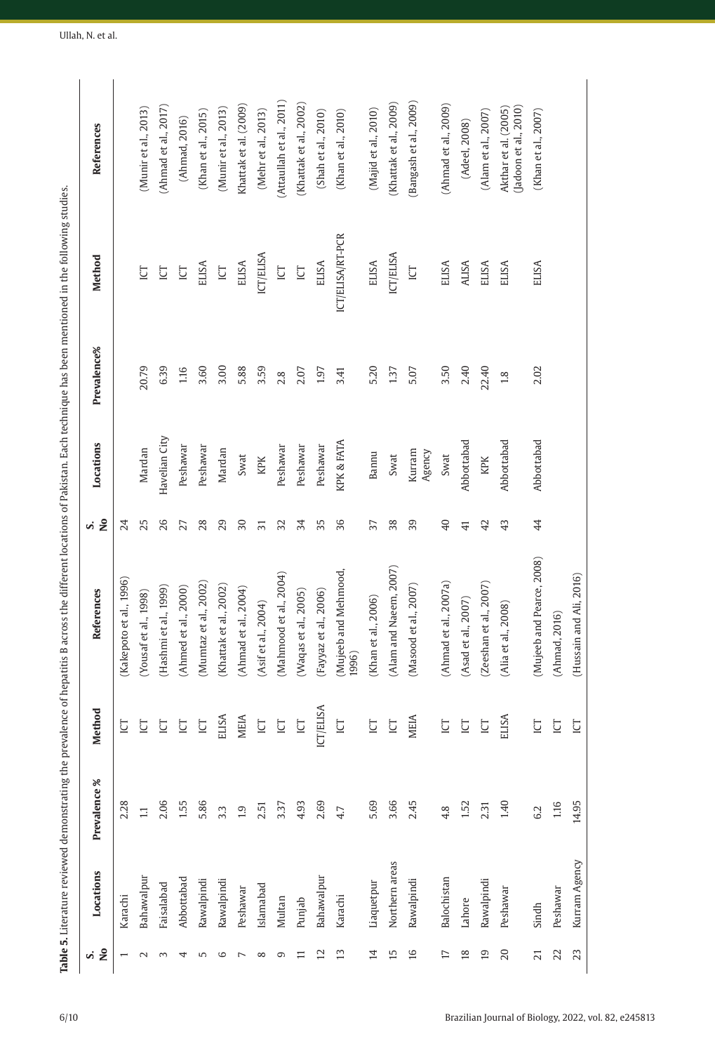**Table 5.** Literature reviewed demonstrating the prevalence of hepatitis B across the different locations of Pakistan. Each technique has been mentioned in the following studies.

| S. No | Locations | Prevalence % | Method | References | S. No | Locations | Prevalence% | Method | References |
|---|---|---|---|---|---|---|---|---|---|
| 1 | Karachi | 2.28 | ICT | (Kakepoto et al., 1996) | 24 | | | | |
| 2 | Bahawalpur | 1.1 | ICT | (Yousaf et al., 1998) | 25 | Mardan | 20.79 | ICT | (Munir et al., 2013) |
| 3 | Faisalabad | 2.06 | ICT | (Hashmi et al., 1999) | 26 | Havelian City | 6.39 | ICT | (Ahmad et al., 2017) |
| 4 | Abbottabad | 1.55 | ICT | (Ahmed et al., 2000) | 27 | Peshawar | 1.16 | ICT | (Ahmad, 2016) |
| 5 | Rawalpindi | 5.86 | ICT | (Mumtaz et al., 2002) | 28 | Peshawar | 3.60 | ELISA | (Khan et al., 2015) |
| 6 | Rawalpindi | 3.3 | ELISA | (Khattak et al., 2002) | 29 | Mardan | 3.00 | ICT | (Munir et al., 2013) |
| 7 | Peshawar | 1.9 | MEIA | (Ahmad et al., 2004) | 30 | Swat | 5.88 | ELISA | Khattak et al. (2009) |
| 8 | Islamabad | 2.51 | ICT | (Asif et al., 2004) | 31 | KPK | 3.59 | ICT/ELISA | (Mehr et al., 2013) |
| 9 | Multan | 3.37 | ICT | (Mahmood et al., 2004) | 32 | Peshawar | 2.8 | ICT | (Attaullah et al., 2011) |
| 11 | Punjab | 4.93 | ICT | (Waqas et al., 2005) | 34 | Peshawar | 2.07 | ICT | (Khattak et al., 2002) |
| 12 | Bahawalpur | 2.69 | ICT/ELISA | (Fayyaz et al., 2006) | 35 | Peshawar | 1.97 | ELISA | (Shah et al., 2010) |
| 13 | Karachi | 4.7 | ICT | (Mujeeb and Mehmood, 1996) | 36 | KPK & FATA | 3.41 | ICT/ELISA/RT-PCR | (Khan et al., 2010) |
| 14 | Liaquetpur | 5.69 | ICT | (Khan et al., 2006) | 37 | Bannu | 5.20 | ELISA | (Majid et al., 2010) |
| 15 | Northern areas | 3.66 | ICT | (Alam and Naeem, 2007) | 38 | Swat | 1.37 | ICT/ELISA | (Khattak et al., 2009) |
| 16 | Rawalpindi | 2.45 | MEIA | (Masood et al., 2007) | 39 | Kurram Agency | 5.07 | ICT | (Bangash et al., 2009) |
| 17 | Balochistan | 4.8 | ICT | (Ahmad et al., 2007a) | 40 | Swat | 3.50 | ELISA | (Ahmad et al., 2009) |
| 18 | Lahore | 1.52 | ICT | (Asad et al., 2007) | 41 | Abbottabad | 2.40 | ALISA | (Adeel, 2008) |
| 19 | Rawalpindi | 2.31 | ICT | (Zeeshan et al., 2007) | 42 | KPK | 22.40 | ELISA | (Alam et al., 2007) |
| 20 | Peshawar | 1.40 | ELISA | (Alia et al., 2008) | 43 | Abbottabad | 1.8 | ELISA | Akthar et al. (2005) (Jadoon et al., 2010) |
| 21 | Sindh | 6.2 | ICT | (Mujeeb and Pearce, 2008) | 44 | Abbottabad | 2.02 | ELISA | (Khan et al., 2007) |
| 22 | Peshawar | 1.16 | ICT | (Ahmad, 2016) | | | | | |
| 23 | Kurram Agency | 14.95 | ICT | (Hussain and Ali, 2016) | | | | | |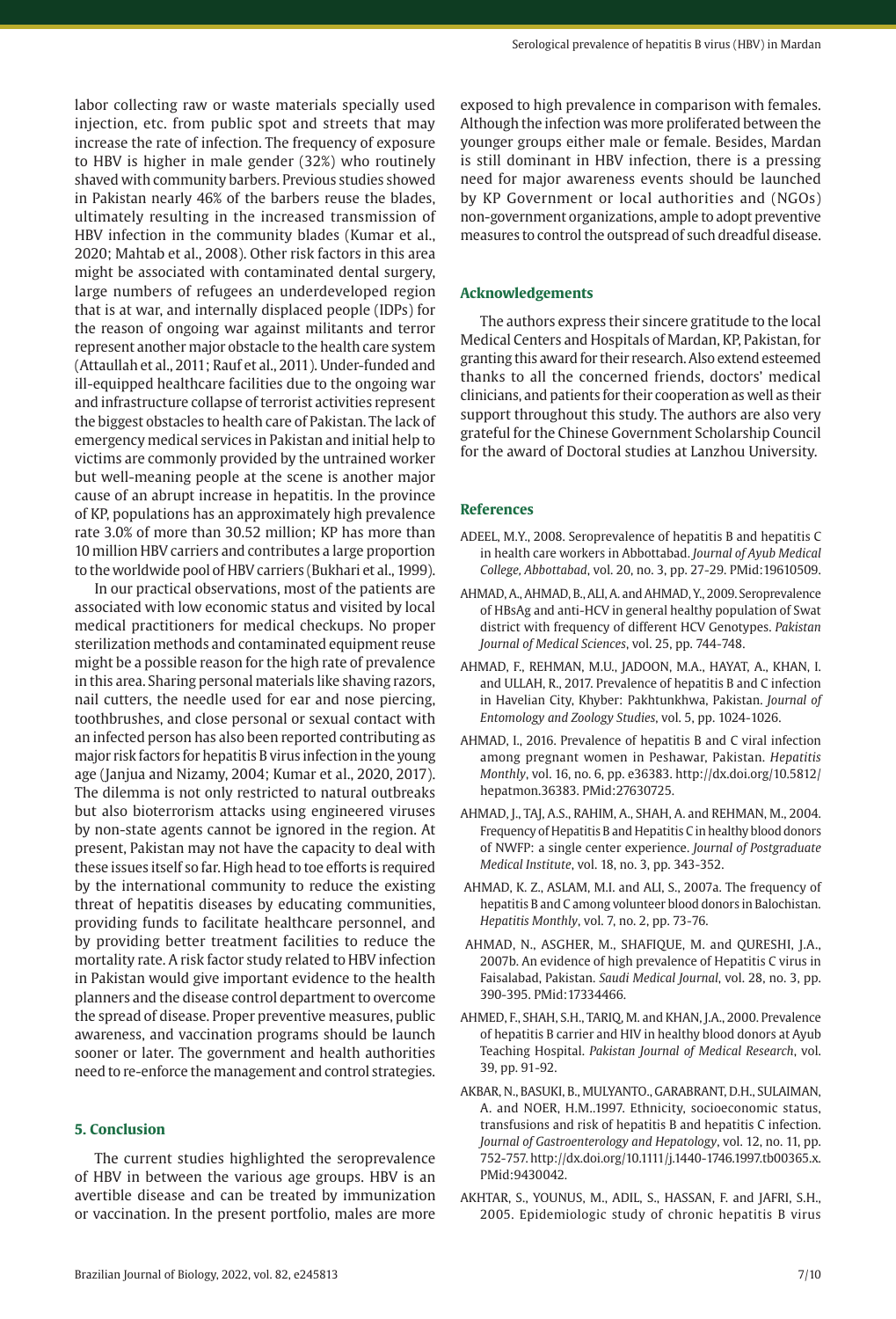labor collecting raw or waste materials specially used injection, etc. from public spot and streets that may increase the rate of infection. The frequency of exposure to HBV is higher in male gender (32%) who routinely shaved with community barbers. Previous studies showed in Pakistan nearly 46% of the barbers reuse the blades, ultimately resulting in the increased transmission of HBV infection in the community blades (Kumar et al., 2020; Mahtab et al., 2008). Other risk factors in this area might be associated with contaminated dental surgery, large numbers of refugees an underdeveloped region that is at war, and internally displaced people (IDPs) for the reason of ongoing war against militants and terror represent another major obstacle to the health care system (Attaullah et al., 2011; Rauf et al., 2011). Under-funded and ill-equipped healthcare facilities due to the ongoing war and infrastructure collapse of terrorist activities represent the biggest obstacles to health care of Pakistan. The lack of emergency medical services in Pakistan and initial help to victims are commonly provided by the untrained worker but well-meaning people at the scene is another major cause of an abrupt increase in hepatitis. In the province of KP, populations has an approximately high prevalence rate 3.0% of more than 30.52 million; KP has more than 10 million HBV carriers and contributes a large proportion to the worldwide pool of HBV carriers (Bukhari et al., 1999).

In our practical observations, most of the patients are associated with low economic status and visited by local medical practitioners for medical checkups. No proper sterilization methods and contaminated equipment reuse might be a possible reason for the high rate of prevalence in this area. Sharing personal materials like shaving razors, nail cutters, the needle used for ear and nose piercing, toothbrushes, and close personal or sexual contact with an infected person has also been reported contributing as major risk factors for hepatitis B virus infection in the young age (Janjua and Nizamy, 2004; Kumar et al., 2020, 2017). The dilemma is not only restricted to natural outbreaks but also bioterrorism attacks using engineered viruses by non-state agents cannot be ignored in the region. At present, Pakistan may not have the capacity to deal with these issues itself so far. High head to toe efforts is required by the international community to reduce the existing threat of hepatitis diseases by educating communities, providing funds to facilitate healthcare personnel, and by providing better treatment facilities to reduce the mortality rate. A risk factor study related to HBV infection in Pakistan would give important evidence to the health planners and the disease control department to overcome the spread of disease. Proper preventive measures, public awareness, and vaccination programs should be launch sooner or later. The government and health authorities need to re-enforce the management and control strategies.

## 5. Conclusion

The current studies highlighted the seroprevalence of HBV in between the various age groups. HBV is an avertible disease and can be treated by immunization or vaccination. In the present portfolio, males are more exposed to high prevalence in comparison with females. Although the infection was more proliferated between the younger groups either male or female. Besides, Mardan is still dominant in HBV infection, there is a pressing need for major awareness events should be launched by KP Government or local authorities and (NGOs) non-government organizations, ample to adopt preventive measures to control the outspread of such dreadful disease.

## Acknowledgements

The authors express their sincere gratitude to the local Medical Centers and Hospitals of Mardan, KP, Pakistan, for granting this award for their research. Also extend esteemed thanks to all the concerned friends, doctors' medical clinicians, and patients for their cooperation as well as their support throughout this study. The authors are also very grateful for the Chinese Government Scholarship Council for the award of Doctoral studies at Lanzhou University.

## References

ADEEL, M.Y., 2008. Seroprevalence of hepatitis B and hepatitis C in health care workers in Abbottabad. *Journal of Ayub Medical College, Abbottabad*, vol. 20, no. 3, pp. 27-29. PMid:19610509.

AHMAD, A., AHMAD, B., ALI, A. and AHMAD, Y., 2009. Seroprevalence of HBsAg and anti-HCV in general healthy population of Swat district with frequency of different HCV Genotypes. *Pakistan Journal of Medical Sciences*, vol. 25, pp. 744-748.

AHMAD, F., REHMAN, M.U., JADOON, M.A., HAYAT, A., KHAN, I. and ULLAH, R., 2017. Prevalence of hepatitis B and C infection in Havelian City, Khyber: Pakhtunkhwa, Pakistan. *Journal of Entomology and Zoology Studies*, vol. 5, pp. 1024-1026.

AHMAD, I., 2016. Prevalence of hepatitis B and C viral infection among pregnant women in Peshawar, Pakistan. *Hepatitis Monthly*, vol. 16, no. 6, pp. e36383. http://dx.doi.org/10.5812/hepatmon.36383. PMid:27630725.

AHMAD, J., TAJ, A.S., RAHIM, A., SHAH, A. and REHMAN, M., 2004. Frequency of Hepatitis B and Hepatitis C in healthy blood donors of NWFP: a single center experience. *Journal of Postgraduate Medical Institute*, vol. 18, no. 3, pp. 343-352.

AHMAD, K. Z., ASLAM, M.I. and ALI, S., 2007a. The frequency of hepatitis B and C among volunteer blood donors in Balochistan. *Hepatitis Monthly*, vol. 7, no. 2, pp. 73-76.

AHMAD, N., ASGHER, M., SHAFIQUE, M. and QURESHI, J.A., 2007b. An evidence of high prevalence of Hepatitis C virus in Faisalabad, Pakistan. *Saudi Medical Journal*, vol. 28, no. 3, pp. 390-395. PMid:17334466.

AHMED, F., SHAH, S.H., TARIQ, M. and KHAN, J.A., 2000. Prevalence of hepatitis B carrier and HIV in healthy blood donors at Ayub Teaching Hospital. *Pakistan Journal of Medical Research*, vol. 39, pp. 91-92.

AKBAR, N., BASUKI, B., MULYANTO., GARABRANT, D.H., SULAIMAN, A. and NOER, H.M..1997. Ethnicity, socioeconomic status, transfusions and risk of hepatitis B and hepatitis C infection. *Journal of Gastroenterology and Hepatology*, vol. 12, no. 11, pp. 752-757. http://dx.doi.org/10.1111/j.1440-1746.1997.tb00365.x. PMid:9430042.

AKHTAR, S., YOUNUS, M., ADIL, S., HASSAN, F. and JAFRI, S.H., 2005. Epidemiologic study of chronic hepatitis B virus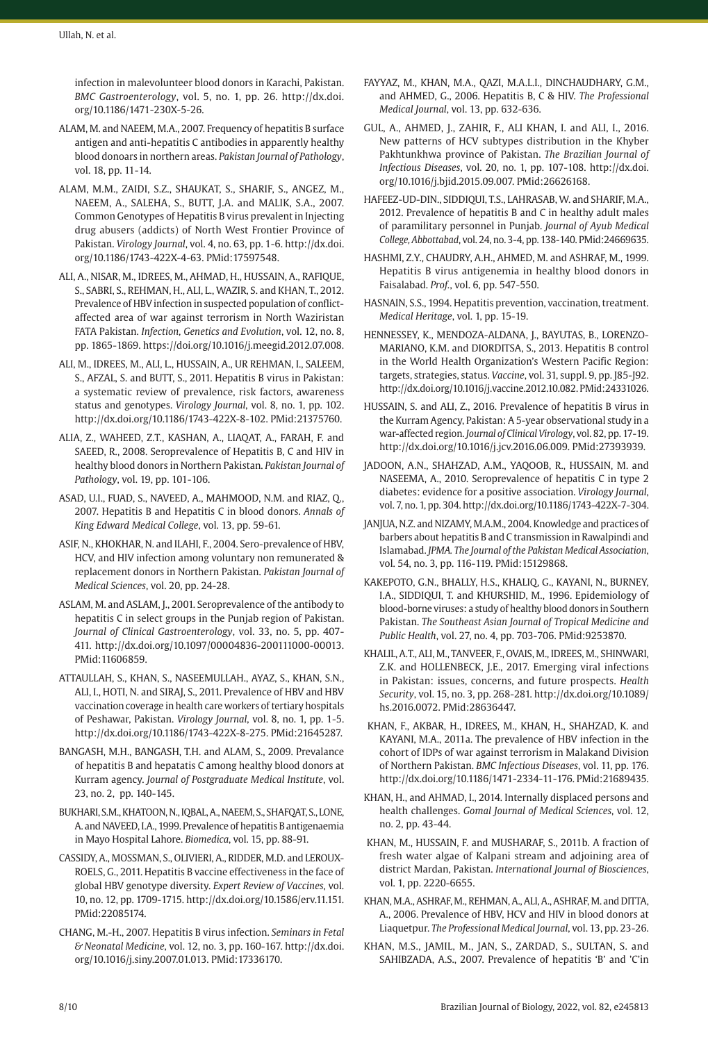infection in malevolunteer blood donors in Karachi, Pakistan. *BMC Gastroenterology*, vol. 5, no. 1, pp. 26. http://dx.doi.org/10.1186/1471-230X-5-26.

ALAM, M. and NAEEM, M.A., 2007. Frequency of hepatitis B surface antigen and anti-hepatitis C antibodies in apparently healthy blood donoars in northern areas. *Pakistan Journal of Pathology*, vol. 18, pp. 11-14.

ALAM, M.M., ZAIDI, S.Z., SHAUKAT, S., SHARIF, S., ANGEZ, M., NAEEM, A., SALEHA, S., BUTT, J.A. and MALIK, S.A., 2007. Common Genotypes of Hepatitis B virus prevalent in Injecting drug abusers (addicts) of North West Frontier Province of Pakistan. *Virology Journal*, vol. 4, no. 63, pp. 1-6. http://dx.doi.org/10.1186/1743-422X-4-63. PMid:17597548.

ALI, A., NISAR, M., IDREES, M., AHMAD, H., HUSSAIN, A., RAFIQUE, S., SABRI, S., REHMAN, H., ALI, L., WAZIR, S. and KHAN, T., 2012. Prevalence of HBV infection in suspected population of conflict-affected area of war against terrorism in North Waziristan FATA Pakistan. *Infection, Genetics and Evolution*, vol. 12, no. 8, pp. 1865-1869. https://doi.org/10.1016/j.meegid.2012.07.008.

ALI, M., IDREES, M., ALI, L., HUSSAIN, A., UR REHMAN, I., SALEEM, S., AFZAL, S. and BUTT, S., 2011. Hepatitis B virus in Pakistan: a systematic review of prevalence, risk factors, awareness status and genotypes. *Virology Journal*, vol. 8, no. 1, pp. 102. http://dx.doi.org/10.1186/1743-422X-8-102. PMid:21375760.

ALIA, Z., WAHEED, Z.T., KASHAN, A., LIAQAT, A., FARAH, F. and SAEED, R., 2008. Seroprevalence of Hepatitis B, C and HIV in healthy blood donors in Northern Pakistan. *Pakistan Journal of Pathology*, vol. 19, pp. 101-106.

ASAD, U.I., FUAD, S., NAVEED, A., MAHMOOD, N.M. and RIAZ, Q., 2007. Hepatitis B and Hepatitis C in blood donors. *Annals of King Edward Medical College*, vol. 13, pp. 59-61.

ASIF, N., KHOKHAR, N. and ILAHI, F., 2004. Sero-prevalence of HBV, HCV, and HIV infection among voluntary non remunerated & replacement donors in Northern Pakistan. *Pakistan Journal of Medical Sciences*, vol. 20, pp. 24-28.

ASLAM, M. and ASLAM, J., 2001. Seroprevalence of the antibody to hepatitis C in select groups in the Punjab region of Pakistan. *Journal of Clinical Gastroenterology*, vol. 33, no. 5, pp. 407-411. http://dx.doi.org/10.1097/00004836-200111000-00013. PMid:11606859.

ATTAULLAH, S., KHAN, S., NASEEMULLAH., AYAZ, S., KHAN, S.N., ALI, I., HOTI, N. and SIRAJ, S., 2011. Prevalence of HBV and HBV vaccination coverage in health care workers of tertiary hospitals of Peshawar, Pakistan. *Virology Journal*, vol. 8, no. 1, pp. 1-5. http://dx.doi.org/10.1186/1743-422X-8-275. PMid:21645287.

BANGASH, M.H., BANGASH, T.H. and ALAM, S., 2009. Prevalance of hepatitis B and hepatatis C among healthy blood donors at Kurram agency. *Journal of Postgraduate Medical Institute*, vol. 23, no. 2, pp. 140-145.

BUKHARI, S.M., KHATOON, N., IQBAL, A., NAEEM, S., SHAFQAT, S., LONE, A. and NAVEED, I.A., 1999. Prevalence of hepatitis B antigenaemia in Mayo Hospital Lahore. *Biomedica*, vol. 15, pp. 88-91.

CASSIDY, A., MOSSMAN, S., OLIVIERI, A., RIDDER, M.D. and LEROUX-ROELS, G., 2011. Hepatitis B vaccine effectiveness in the face of global HBV genotype diversity. *Expert Review of Vaccines*, vol. 10, no. 12, pp. 1709-1715. http://dx.doi.org/10.1586/erv.11.151. PMid:22085174.

CHANG, M.-H., 2007. Hepatitis B virus infection. *Seminars in Fetal & Neonatal Medicine*, vol. 12, no. 3, pp. 160-167. http://dx.doi.org/10.1016/j.siny.2007.01.013. PMid:17336170.

FAYYAZ, M., KHAN, M.A., QAZI, M.A.L.I., DINCHAUDHARY, G.M., and AHMED, G., 2006. Hepatitis B, C & HIV. *The Professional Medical Journal*, vol. 13, pp. 632-636.

GUL, A., AHMED, J., ZAHIR, F., ALI KHAN, I. and ALI, I., 2016. New patterns of HCV subtypes distribution in the Khyber Pakhtunkhwa province of Pakistan. *The Brazilian Journal of Infectious Diseases*, vol. 20, no. 1, pp. 107-108. http://dx.doi.org/10.1016/j.bjid.2015.09.007. PMid:26626168.

HAFEEZ-UD-DIN., SIDDIQUI, T.S., LAHRASAB, W. and SHARIF, M.A., 2012. Prevalence of hepatitis B and C in healthy adult males of paramilitary personnel in Punjab. *Journal of Ayub Medical College, Abbottabad*, vol. 24, no. 3-4, pp. 138-140. PMid:24669635.

HASHMI, Z.Y., CHAUDRY, A.H., AHMED, M. and ASHRAF, M., 1999. Hepatitis B virus antigenemia in healthy blood donors in Faisalabad. *Prof.*, vol. 6, pp. 547-550.

HASNAIN, S.S., 1994. Hepatitis prevention, vaccination, treatment. *Medical Heritage*, vol. 1, pp. 15-19.

HENNESSEY, K., MENDOZA-ALDANA, J., BAYUTAS, B., LORENZO-MARIANO, K.M. and DIORDITSA, S., 2013. Hepatitis B control in the World Health Organization's Western Pacific Region: targets, strategies, status. *Vaccine*, vol. 31, suppl. 9, pp. J85-J92. http://dx.doi.org/10.1016/j.vaccine.2012.10.082. PMid:24331026.

HUSSAIN, S. and ALI, Z., 2016. Prevalence of hepatitis B virus in the Kurram Agency, Pakistan: A 5-year observational study in a war-affected region. *Journal of Clinical Virology*, vol. 82, pp. 17-19. http://dx.doi.org/10.1016/j.jcv.2016.06.009. PMid:27393939.

JADOON, A.N., SHAHZAD, A.M., YAQOOB, R., HUSSAIN, M. and NASEEMA, A., 2010. Seroprevalence of hepatitis C in type 2 diabetes: evidence for a positive association. *Virology Journal*, vol. 7, no. 1, pp. 304. http://dx.doi.org/10.1186/1743-422X-7-304.

JANJUA, N.Z. and NIZAMY, M.A.M., 2004. Knowledge and practices of barbers about hepatitis B and C transmission in Rawalpindi and Islamabad. *JPMA. The Journal of the Pakistan Medical Association*, vol. 54, no. 3, pp. 116-119. PMid:15129868.

KAKEPOTO, G.N., BHALLY, H.S., KHALIQ, G., KAYANI, N., BURNEY, I.A., SIDDIQUI, T. and KHURSHID, M., 1996. Epidemiology of blood-borne viruses: a study of healthy blood donors in Southern Pakistan. *The Southeast Asian Journal of Tropical Medicine and Public Health*, vol. 27, no. 4, pp. 703-706. PMid:9253870.

KHALIL, A.T., ALI, M., TANVEER, F., OVAIS, M., IDREES, M., SHINWARI, Z.K. and HOLLENBECK, J.E., 2017. Emerging viral infections in Pakistan: issues, concerns, and future prospects. *Health Security*, vol. 15, no. 3, pp. 268-281. http://dx.doi.org/10.1089/hs.2016.0072. PMid:28636447.

KHAN, F., AKBAR, H., IDREES, M., KHAN, H., SHAHZAD, K. and KAYANI, M.A., 2011a. The prevalence of HBV infection in the cohort of IDPs of war against terrorism in Malakand Division of Northern Pakistan. *BMC Infectious Diseases*, vol. 11, pp. 176. http://dx.doi.org/10.1186/1471-2334-11-176. PMid:21689435.

KHAN, H., and AHMAD, I., 2014. Internally displaced persons and health challenges. *Gomal Journal of Medical Sciences*, vol. 12, no. 2, pp. 43-44.

KHAN, M., HUSSAIN, F. and MUSHARAF, S., 2011b. A fraction of fresh water algae of Kalpani stream and adjoining area of district Mardan, Pakistan. *International Journal of Biosciences*, vol. 1, pp. 2220-6655.

KHAN, M.A., ASHRAF, M., REHMAN, A., ALI, A., ASHRAF, M. and DITTA, A., 2006. Prevalence of HBV, HCV and HIV in blood donors at Liaquetpur. *The Professional Medical Journal*, vol. 13, pp. 23-26.

KHAN, M.S., JAMIL, M., JAN, S., ZARDAD, S., SULTAN, S. and SAHIBZADA, A.S., 2007. Prevalence of hepatitis 'B' and 'C'in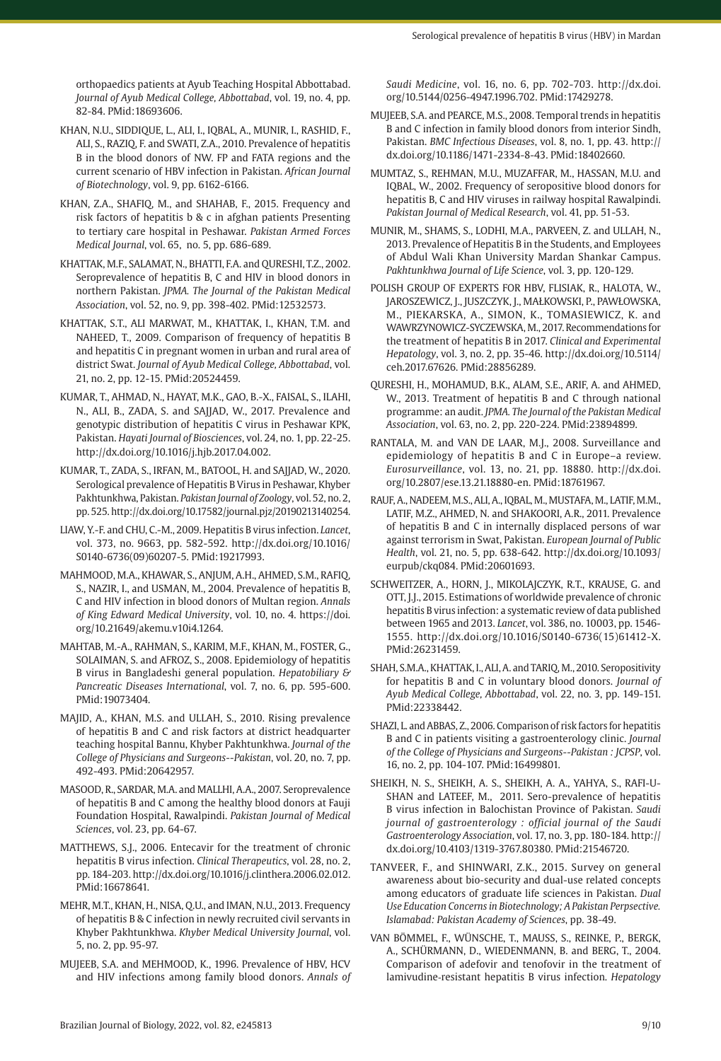orthopaedics patients at Ayub Teaching Hospital Abbottabad. *Journal of Ayub Medical College, Abbottabad*, vol. 19, no. 4, pp. 82-84. PMid:18693606.

KHAN, N.U., SIDDIQUE, L., ALI, I., IQBAL, A., MUNIR, I., RASHID, F., ALI, S., RAZIQ, F. and SWATI, Z.A., 2010. Prevalence of hepatitis B in the blood donors of NW. FP and FATA regions and the current scenario of HBV infection in Pakistan. *African Journal of Biotechnology*, vol. 9, pp. 6162-6166.

KHAN, Z.A., SHAFIQ, M., and SHAHAB, F., 2015. Frequency and risk factors of hepatitis b & c in afghan patients Presenting to tertiary care hospital in Peshawar. *Pakistan Armed Forces Medical Journal*, vol. 65, no. 5, pp. 686-689.

KHATTAK, M.F., SALAMAT, N., BHATTI, F.A. and QURESHI, T.Z., 2002. Seroprevalence of hepatitis B, C and HIV in blood donors in northern Pakistan. *JPMA. The Journal of the Pakistan Medical Association*, vol. 52, no. 9, pp. 398-402. PMid:12532573.

KHATTAK, S.T., ALI MARWAT, M., KHATTAK, I., KHAN, T.M. and NAHEED, T., 2009. Comparison of frequency of hepatitis B and hepatitis C in pregnant women in urban and rural area of district Swat. *Journal of Ayub Medical College, Abbottabad*, vol. 21, no. 2, pp. 12-15. PMid:20524459.

KUMAR, T., AHMAD, N., HAYAT, M.K., GAO, B.-X., FAISAL, S., ILAHI, N., ALI, B., ZADA, S. and SAJJAD, W., 2017. Prevalence and genotypic distribution of hepatitis C virus in Peshawar KPK, Pakistan. *Hayati Journal of Biosciences*, vol. 24, no. 1, pp. 22-25. http://dx.doi.org/10.1016/j.hjb.2017.04.002.

KUMAR, T., ZADA, S., IRFAN, M., BATOOL, H. and SAJJAD, W., 2020. Serological prevalence of Hepatitis B Virus in Peshawar, Khyber Pakhtunkhwa, Pakistan. *Pakistan Journal of Zoology*, vol. 52, no. 2, pp. 525. http://dx.doi.org/10.17582/journal.pjz/20190213140254.

LIAW, Y.-F. and CHU, C.-M., 2009. Hepatitis B virus infection. *Lancet*, vol. 373, no. 9663, pp. 582-592. http://dx.doi.org/10.1016/S0140-6736(09)60207-5. PMid:19217993.

MAHMOOD, M.A., KHAWAR, S., ANJUM, A.H., AHMED, S.M., RAFIQ, S., NAZIR, I., and USMAN, M., 2004. Prevalence of hepatitis B, C and HIV infection in blood donors of Multan region. *Annals of King Edward Medical University*, vol. 10, no. 4. https://doi.org/10.21649/akemu.v10i4.1264.

MAHTAB, M.-A., RAHMAN, S., KARIM, M.F., KHAN, M., FOSTER, G., SOLAIMAN, S. and AFROZ, S., 2008. Epidemiology of hepatitis B virus in Bangladeshi general population. *Hepatobiliary & Pancreatic Diseases International*, vol. 7, no. 6, pp. 595-600. PMid:19073404.

MAJID, A., KHAN, M.S. and ULLAH, S., 2010. Rising prevalence of hepatitis B and C and risk factors at district headquarter teaching hospital Bannu, Khyber Pakhtunkhwa. *Journal of the College of Physicians and Surgeons--Pakistan*, vol. 20, no. 7, pp. 492-493. PMid:20642957.

MASOOD, R., SARDAR, M.A. and MALLHI, A.A., 2007. Seroprevalence of hepatitis B and C among the healthy blood donors at Fauji Foundation Hospital, Rawalpindi. *Pakistan Journal of Medical Sciences*, vol. 23, pp. 64-67.

MATTHEWS, S.J., 2006. Entecavir for the treatment of chronic hepatitis B virus infection. *Clinical Therapeutics*, vol. 28, no. 2, pp. 184-203. http://dx.doi.org/10.1016/j.clinthera.2006.02.012. PMid:16678641.

MEHR, M.T., KHAN, H., NISA, Q.U., and IMAN, N.U., 2013. Frequency of hepatitis B & C infection in newly recruited civil servants in Khyber Pakhtunkhwa. *Khyber Medical University Journal*, vol. 5, no. 2, pp. 95-97.

MUJEEB, S.A. and MEHMOOD, K., 1996. Prevalence of HBV, HCV and HIV infections among family blood donors. *Annals of Saudi Medicine*, vol. 16, no. 6, pp. 702-703. http://dx.doi.org/10.5144/0256-4947.1996.702. PMid:17429278.

MUJEEB, S.A. and PEARCE, M.S., 2008. Temporal trends in hepatitis B and C infection in family blood donors from interior Sindh, Pakistan. *BMC Infectious Diseases*, vol. 8, no. 1, pp. 43. http://dx.doi.org/10.1186/1471-2334-8-43. PMid:18402660.

MUMTAZ, S., REHMAN, M.U., MUZAFFAR, M., HASSAN, M.U. and IQBAL, W., 2002. Frequency of seropositive blood donors for hepatitis B, C and HIV viruses in railway hospital Rawalpindi. *Pakistan Journal of Medical Research*, vol. 41, pp. 51-53.

MUNIR, M., SHAMS, S., LODHI, M.A., PARVEEN, Z. and ULLAH, N., 2013. Prevalence of Hepatitis B in the Students, and Employees of Abdul Wali Khan University Mardan Shankar Campus. *Pakhtunkhwa Journal of Life Science*, vol. 3, pp. 120-129.

POLISH GROUP OF EXPERTS FOR HBV, FLISIAK, R., HALOTA, W., JAROSZEWICZ, J., JUSZCZYK, J., MAŁKOWSKI, P., PAWŁOWSKA, M., PIEKARSKA, A., SIMON, K., TOMASIEWICZ, K. and WAWRZYNOWICZ-SYCZEWSKA, M., 2017. Recommendations for the treatment of hepatitis B in 2017. *Clinical and Experimental Hepatology*, vol. 3, no. 2, pp. 35-46. http://dx.doi.org/10.5114/ceh.2017.67626. PMid:28856289.

QURESHI, H., MOHAMUD, B.K., ALAM, S.E., ARIF, A. and AHMED, W., 2013. Treatment of hepatitis B and C through national programme: an audit. *JPMA. The Journal of the Pakistan Medical Association*, vol. 63, no. 2, pp. 220-224. PMid:23894899.

RANTALA, M. and VAN DE LAAR, M.J., 2008. Surveillance and epidemiology of hepatitis B and C in Europe–a review. *Eurosurveillance*, vol. 13, no. 21, pp. 18880. http://dx.doi.org/10.2807/ese.13.21.18880-en. PMid:18761967.

RAUF, A., NADEEM, M.S., ALI, A., IQBAL, M., MUSTAFA, M., LATIF, M.M., LATIF, M.Z., AHMED, N. and SHAKOORI, A.R., 2011. Prevalence of hepatitis B and C in internally displaced persons of war against terrorism in Swat, Pakistan. *European Journal of Public Health*, vol. 21, no. 5, pp. 638-642. http://dx.doi.org/10.1093/eurpub/ckq084. PMid:20601693.

SCHWEITZER, A., HORN, J., MIKOLAJCZYK, R.T., KRAUSE, G. and OTT, J.J., 2015. Estimations of worldwide prevalence of chronic hepatitis B virus infection: a systematic review of data published between 1965 and 2013. *Lancet*, vol. 386, no. 10003, pp. 1546-1555. http://dx.doi.org/10.1016/S0140-6736(15)61412-X. PMid:26231459.

SHAH, S.M.A., KHATTAK, I., ALI, A. and TARIQ, M., 2010. Seropositivity for hepatitis B and C in voluntary blood donors. *Journal of Ayub Medical College, Abbottabad*, vol. 22, no. 3, pp. 149-151. PMid:22338442.

SHAZI, L. and ABBAS, Z., 2006. Comparison of risk factors for hepatitis B and C in patients visiting a gastroenterology clinic. *Journal of the College of Physicians and Surgeons--Pakistan : JCPSP*, vol. 16, no. 2, pp. 104-107. PMid:16499801.

SHEIKH, N. S., SHEIKH, A. S., SHEIKH, A. A., YAHYA, S., RAFI-U-SHAN and LATEEF, M., 2011. Sero-prevalence of hepatitis B virus infection in Balochistan Province of Pakistan. *Saudi journal of gastroenterology : official journal of the Saudi Gastroenterology Association*, vol. 17, no. 3, pp. 180-184. http://dx.doi.org/10.4103/1319-3767.80380. PMid:21546720.

TANVEER, F., and SHINWARI, Z.K., 2015. Survey on general awareness about bio-security and dual-use related concepts among educators of graduate life sciences in Pakistan. *Dual Use Education Concerns in Biotechnology; A Pakistan Perpsective. Islamabad: Pakistan Academy of Sciences*, pp. 38-49.

VAN BÖMMEL, F., WÜNSCHE, T., MAUSS, S., REINKE, P., BERGK, A., SCHÜRMANN, D., WIEDENMANN, B. and BERG, T., 2004. Comparison of adefovir and tenofovir in the treatment of lamivudine-resistant hepatitis B virus infection. *Hepatology*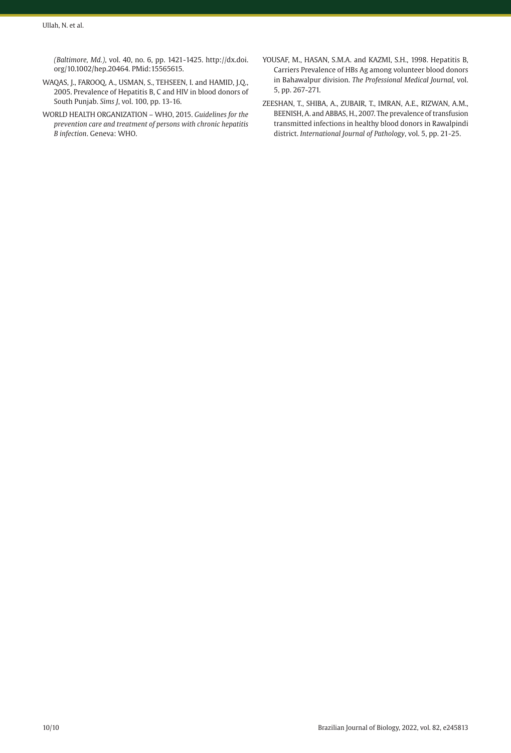*(Baltimore, Md.)*, vol. 40, no. 6, pp. 1421-1425. http://dx.doi.org/10.1002/hep.20464. PMid:15565615.

WAQAS, J., FAROOQ, A., USMAN, S., TEHSEEN, I. and HAMID, J.Q., 2005. Prevalence of Hepatitis B, C and HIV in blood donors of South Punjab. *Sims J*, vol. 100, pp. 13-16.

WORLD HEALTH ORGANIZATION – WHO, 2015. *Guidelines for the prevention care and treatment of persons with chronic hepatitis B infection*. Geneva: WHO.

YOUSAF, M., HASAN, S.M.A. and KAZMI, S.H., 1998. Hepatitis B, Carriers Prevalence of HBs Ag among volunteer blood donors in Bahawalpur division. *The Professional Medical Journal*, vol. 5, pp. 267-271.

ZEESHAN, T., SHIBA, A., ZUBAIR, T., IMRAN, A.E., RIZWAN, A.M., BEENISH, A. and ABBAS, H., 2007. The prevalence of transfusion transmitted infections in healthy blood donors in Rawalpindi district. *International Journal of Pathology*, vol. 5, pp. 21-25.